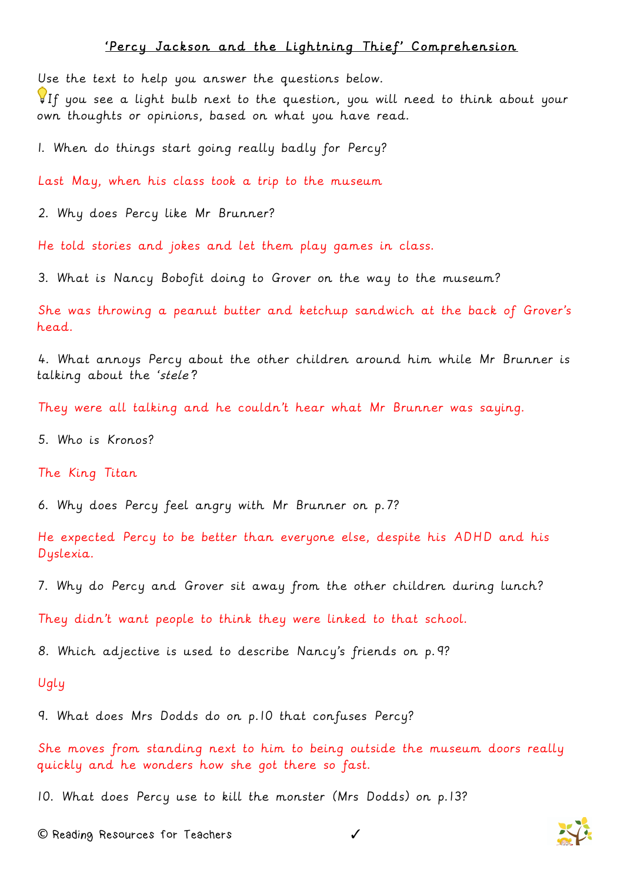## 'Percy Jackson and the Lightning Thief' Comprehension

Use the text to help you answer the questions below.

💡If you see a light bulb next to the question, you will need to think about your own thoughts or opinions, based on what you have read.

1. When do things start going really badly for Percy?

Last May, when his class took a trip to the museum

2. Why does Percy like Mr Brunner?

He told stories and jokes and let them play games in class.

3. What is Nancy Bobofit doing to Grover on the way to the museum?

She was throwing a peanut butter and ketchup sandwich at the back of Grover's head.

4. What annoys Percy about the other children around him while Mr Brunner is talking about the '*stele*'?

They were all talking and he couldn't hear what Mr Brunner was saying.

5. Who is Kronos?

The King Titan

6. Why does Percy feel angry with Mr Brunner on p.7?

He expected Percy to be better than everyone else, despite his ADHD and his Dyslexia.

7. Why do Percy and Grover sit away from the other children during lunch?

They didn't want people to think they were linked to that school.

8. Which adjective is used to describe Nancy's friends on p.9?

Ugly

9. What does Mrs Dodds do on p.10 that confuses Percy?

She moves from standing next to him to being outside the museum doors really quickly and he wonders how she got there so fast.

10. What does Percy use to kill the monster (Mrs Dodds) on p.13?

© Reading Resources for Teachers ✓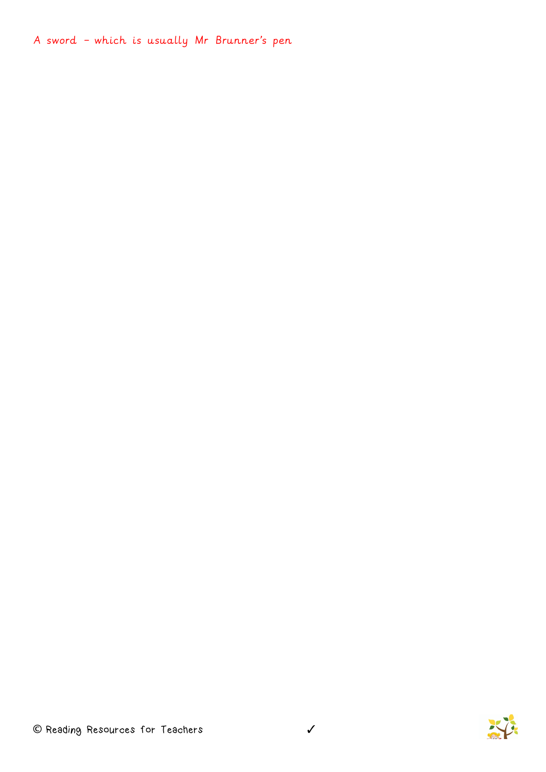A sword – which is usually Mr Brunner's pen